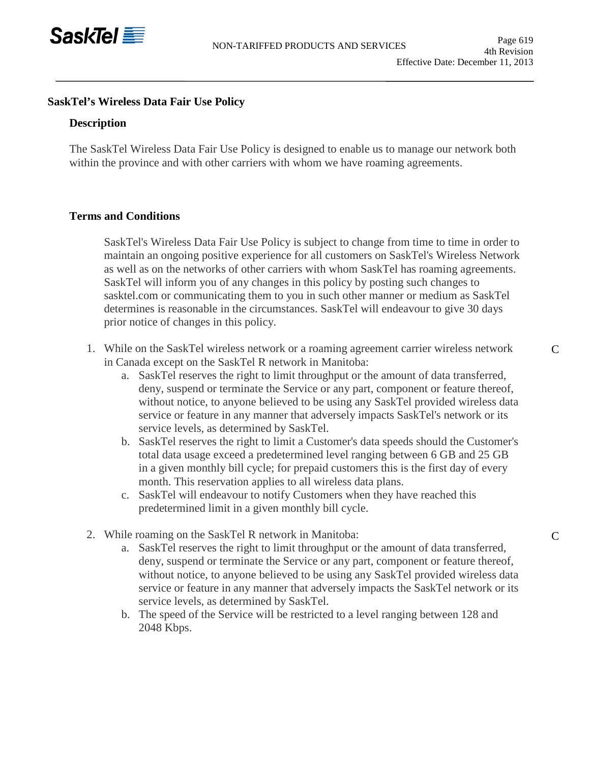## SaskTel's Wireless Data Fair Use Policy

### Description

The SaskTel Wireless Data Fair Use Policy is designed to enable us to manage our network both within the province and with other carriers with whom we have roaming agreements.

### Terms and Conditions

SaskTel's Wireless Data Fair Use Policy is subject to change from time to time in order to maintain an ongoing positive experience for all customers on SaskTel's Wireless Network as well as on the networks of other carriers with whom SaskTel has roaming agreements. SaskTel will inform you of any changes in this policy by posting such changes to sasktel.com or communicating them to you in such other manner or medium as SaskTel determines is reasonable in the circumstances. SaskTel will endeavour to give 30 days prior notice of changes in this policy.

1. While on the SaskTel wireless network or a roaming agreement carrier wireless network in Canada except on the SaskTel R network in Manitoba: C
   a. SaskTel reserves the right to limit throughput or the amount of data transferred, deny, suspend or terminate the Service or any part, component or feature thereof, without notice, to anyone believed to be using any SaskTel provided wireless data service or feature in any manner that adversely impacts SaskTel's network or its service levels, as determined by SaskTel.
   b. SaskTel reserves the right to limit a Customer's data speeds should the Customer's total data usage exceed a predetermined level ranging between 6 GB and 25 GB in a given monthly bill cycle; for prepaid customers this is the first day of every month. This reservation applies to all wireless data plans.
   c. SaskTel will endeavour to notify Customers when they have reached this predetermined limit in a given monthly bill cycle.

2. While roaming on the SaskTel R network in Manitoba: C
   a. SaskTel reserves the right to limit throughput or the amount of data transferred, deny, suspend or terminate the Service or any part, component or feature thereof, without notice, to anyone believed to be using any SaskTel provided wireless data service or feature in any manner that adversely impacts the SaskTel network or its service levels, as determined by SaskTel.
   b. The speed of the Service will be restricted to a level ranging between 128 and 2048 Kbps.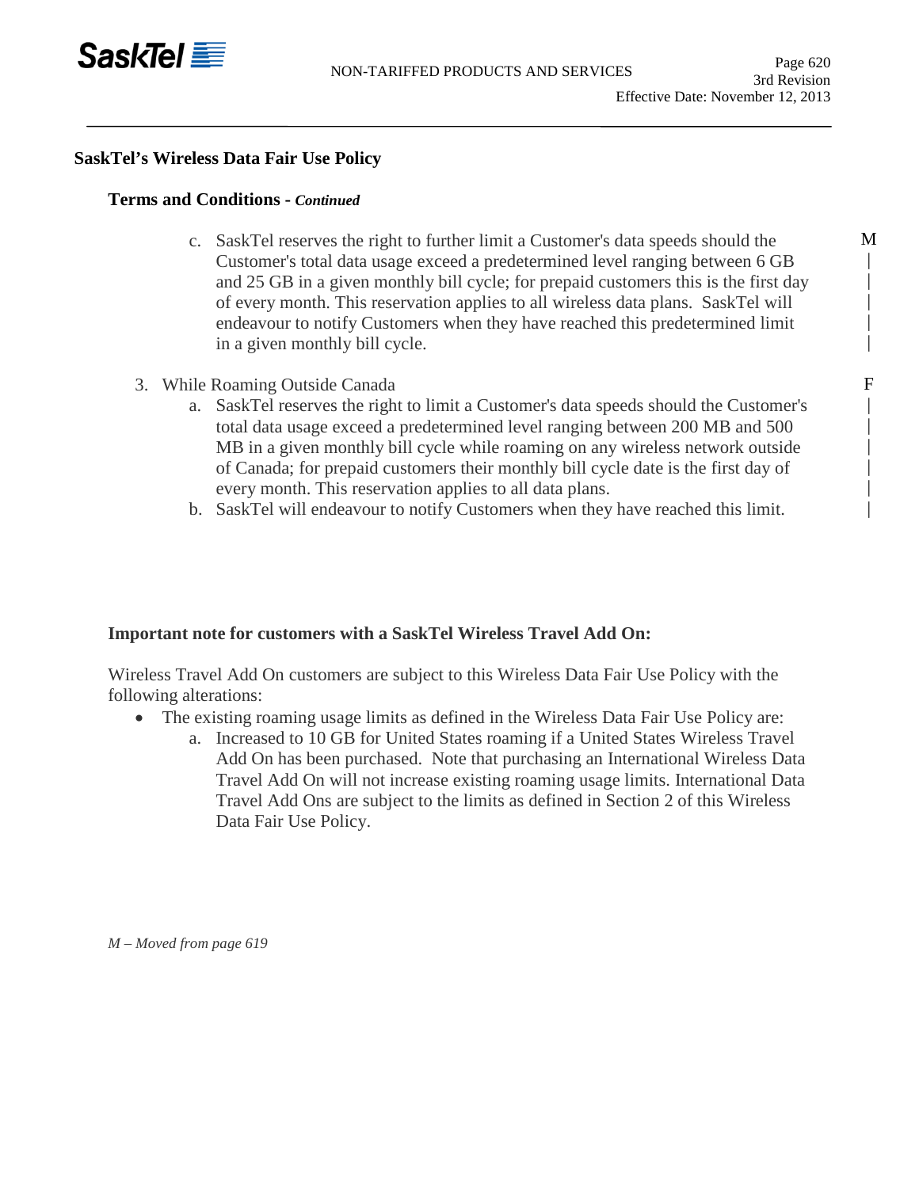## SaskTel's Wireless Data Fair Use Policy

### Terms and Conditions - *Continued*

c. SaskTel reserves the right to further limit a Customer's data speeds should the Customer's total data usage exceed a predetermined level ranging between 6 GB and 25 GB in a given monthly bill cycle; for prepaid customers this is the first day of every month. This reservation applies to all wireless data plans. SaskTel will endeavour to notify Customers when they have reached this predetermined limit in a given monthly bill cycle.

3. While Roaming Outside Canada
   a. SaskTel reserves the right to limit a Customer's data speeds should the Customer's total data usage exceed a predetermined level ranging between 200 MB and 500 MB in a given monthly bill cycle while roaming on any wireless network outside of Canada; for prepaid customers their monthly bill cycle date is the first day of every month. This reservation applies to all data plans.
   b. SaskTel will endeavour to notify Customers when they have reached this limit.

**Important note for customers with a SaskTel Wireless Travel Add On:**

Wireless Travel Add On customers are subject to this Wireless Data Fair Use Policy with the following alterations:

- The existing roaming usage limits as defined in the Wireless Data Fair Use Policy are:
  a. Increased to 10 GB for United States roaming if a United States Wireless Travel Add On has been purchased. Note that purchasing an International Wireless Data Travel Add On will not increase existing roaming usage limits. International Data Travel Add Ons are subject to the limits as defined in Section 2 of this Wireless Data Fair Use Policy.

*M – Moved from page 619*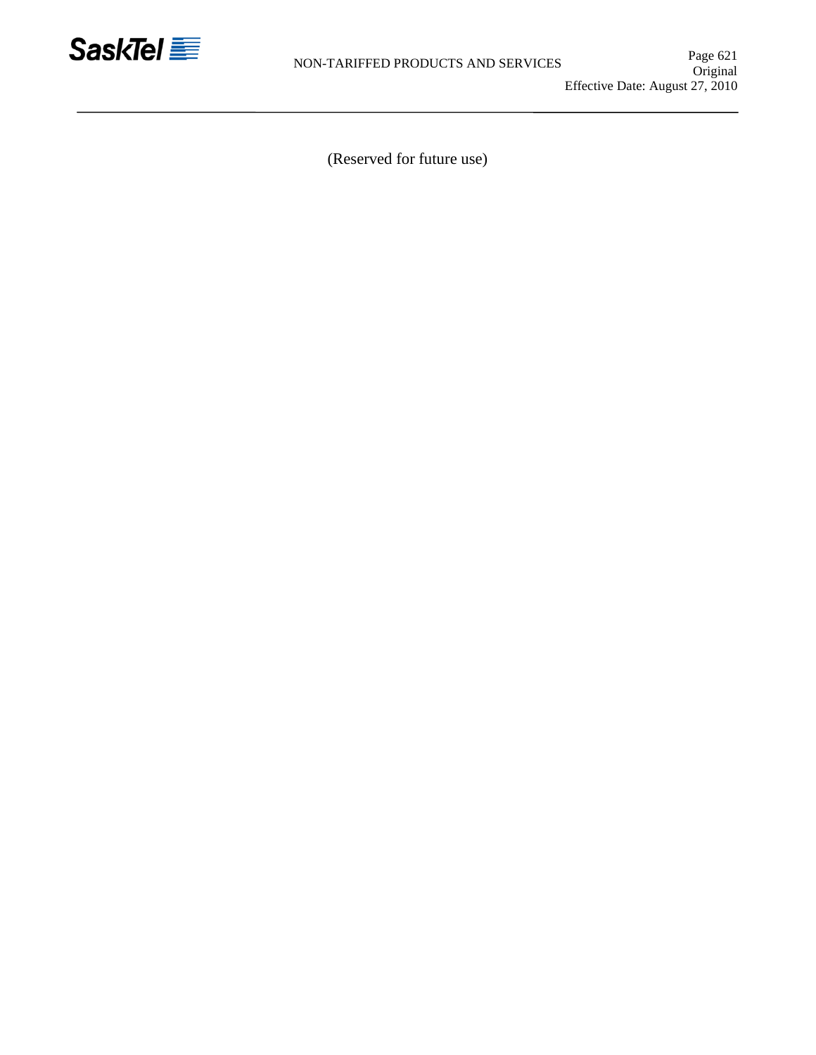(Reserved for future use)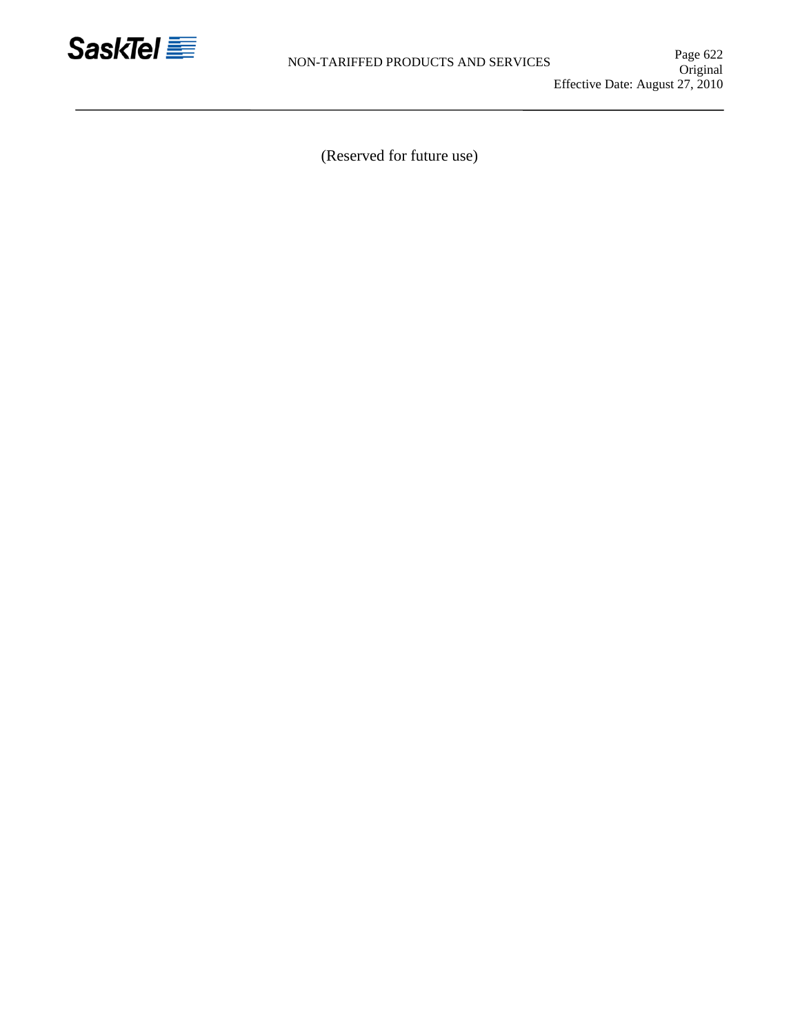(Reserved for future use)